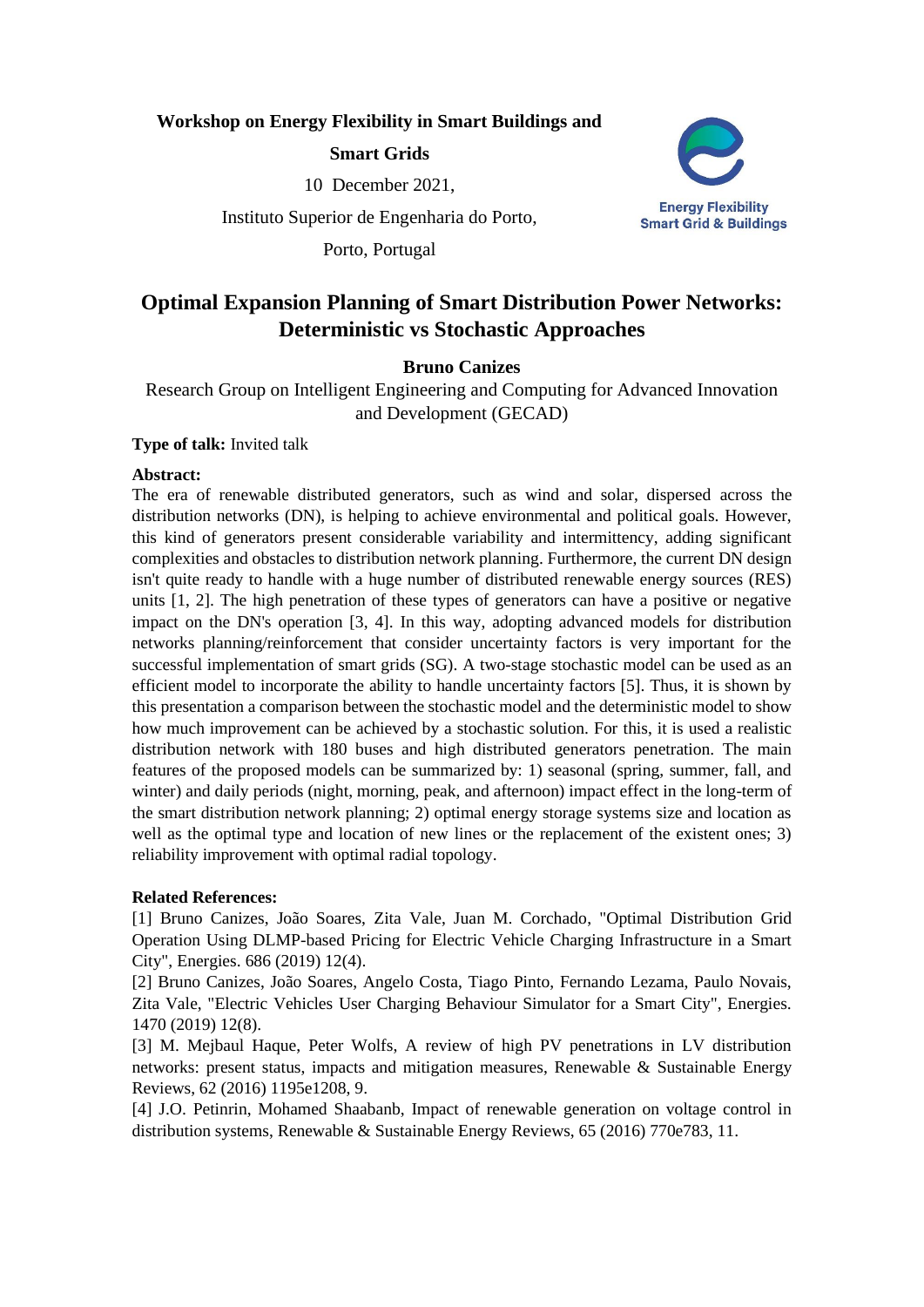**Workshop on Energy Flexibility in Smart Buildings and Smart Grids**

10 December 2021,

Instituto Superior de Engenharia do Porto,

Porto, Portugal

Energy Flexibility Smart Grid & Buildings

# Optimal Expansion Planning of Smart Distribution Power Networks: Deterministic vs Stochastic Approaches

**Bruno Canizes**

Research Group on Intelligent Engineering and Computing for Advanced Innovation and Development (GECAD)

**Type of talk:** Invited talk

**Abstract:**

The era of renewable distributed generators, such as wind and solar, dispersed across the distribution networks (DN), is helping to achieve environmental and political goals. However, this kind of generators present considerable variability and intermittency, adding significant complexities and obstacles to distribution network planning. Furthermore, the current DN design isn't quite ready to handle with a huge number of distributed renewable energy sources (RES) units [1, 2]. The high penetration of these types of generators can have a positive or negative impact on the DN's operation [3, 4]. In this way, adopting advanced models for distribution networks planning/reinforcement that consider uncertainty factors is very important for the successful implementation of smart grids (SG). A two-stage stochastic model can be used as an efficient model to incorporate the ability to handle uncertainty factors [5]. Thus, it is shown by this presentation a comparison between the stochastic model and the deterministic model to show how much improvement can be achieved by a stochastic solution. For this, it is used a realistic distribution network with 180 buses and high distributed generators penetration. The main features of the proposed models can be summarized by: 1) seasonal (spring, summer, fall, and winter) and daily periods (night, morning, peak, and afternoon) impact effect in the long-term of the smart distribution network planning; 2) optimal energy storage systems size and location as well as the optimal type and location of new lines or the replacement of the existent ones; 3) reliability improvement with optimal radial topology.

**Related References:**

[1] Bruno Canizes, João Soares, Zita Vale, Juan M. Corchado, "Optimal Distribution Grid Operation Using DLMP-based Pricing for Electric Vehicle Charging Infrastructure in a Smart City", Energies. 686 (2019) 12(4).

[2] Bruno Canizes, João Soares, Angelo Costa, Tiago Pinto, Fernando Lezama, Paulo Novais, Zita Vale, "Electric Vehicles User Charging Behaviour Simulator for a Smart City", Energies. 1470 (2019) 12(8).

[3] M. Mejbaul Haque, Peter Wolfs, A review of high PV penetrations in LV distribution networks: present status, impacts and mitigation measures, Renewable & Sustainable Energy Reviews, 62 (2016) 1195e1208, 9.

[4] J.O. Petinrin, Mohamed Shaabanb, Impact of renewable generation on voltage control in distribution systems, Renewable & Sustainable Energy Reviews, 65 (2016) 770e783, 11.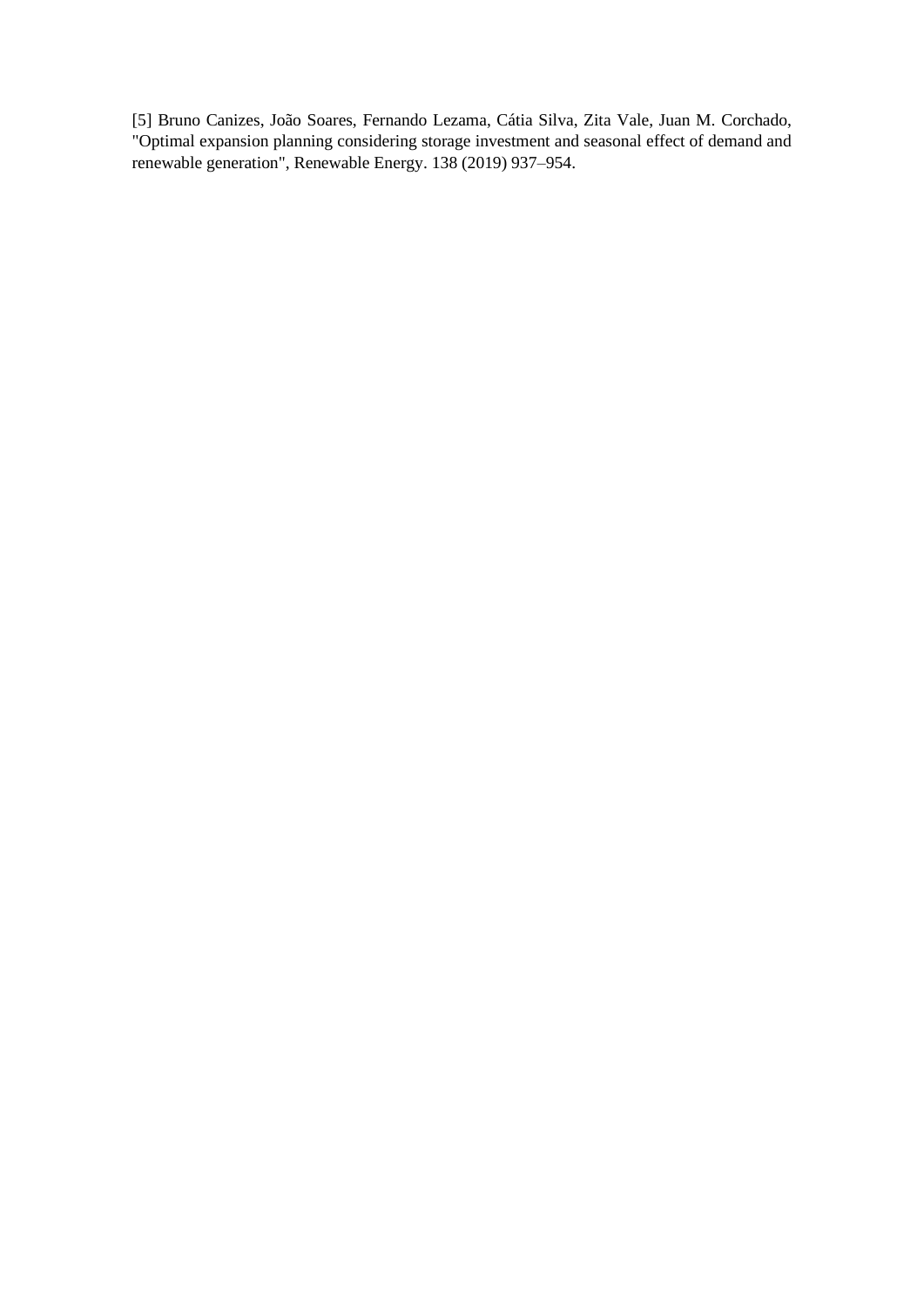[5] Bruno Canizes, João Soares, Fernando Lezama, Cátia Silva, Zita Vale, Juan M. Corchado, "Optimal expansion planning considering storage investment and seasonal effect of demand and renewable generation", Renewable Energy. 138 (2019) 937–954.